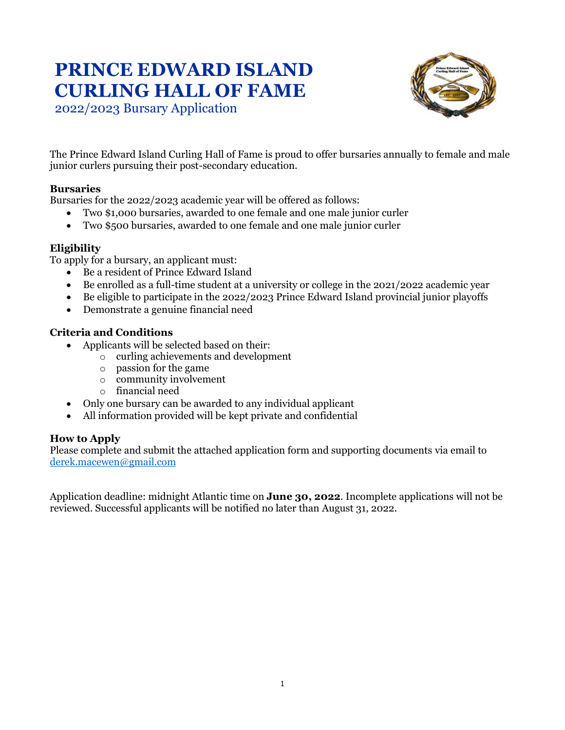# PRINCE EDWARD ISLAND CURLING HALL OF FAME

2022/2023 Bursary Application

The Prince Edward Island Curling Hall of Fame is proud to offer bursaries annually to female and male junior curlers pursuing their post-secondary education.

### Bursaries

Bursaries for the 2022/2023 academic year will be offered as follows:

- Two $1,000 bursaries, awarded to one female and one male junior curler
- Two $500 bursaries, awarded to one female and one male junior curler

### Eligibility

To apply for a bursary, an applicant must:

- Be a resident of Prince Edward Island
- Be enrolled as a full-time student at a university or college in the 2021/2022 academic year
- Be eligible to participate in the 2022/2023 Prince Edward Island provincial junior playoffs
- Demonstrate a genuine financial need

### Criteria and Conditions

- Applicants will be selected based on their:
  - curling achievements and development
  - passion for the game
  - community involvement
  - financial need
- Only one bursary can be awarded to any individual applicant
- All information provided will be kept private and confidential

### How to Apply

Please complete and submit the attached application form and supporting documents via email to derek.macewen@gmail.com

Application deadline: midnight Atlantic time on **June 30, 2022**. Incomplete applications will not be reviewed. Successful applicants will be notified no later than August 31, 2022.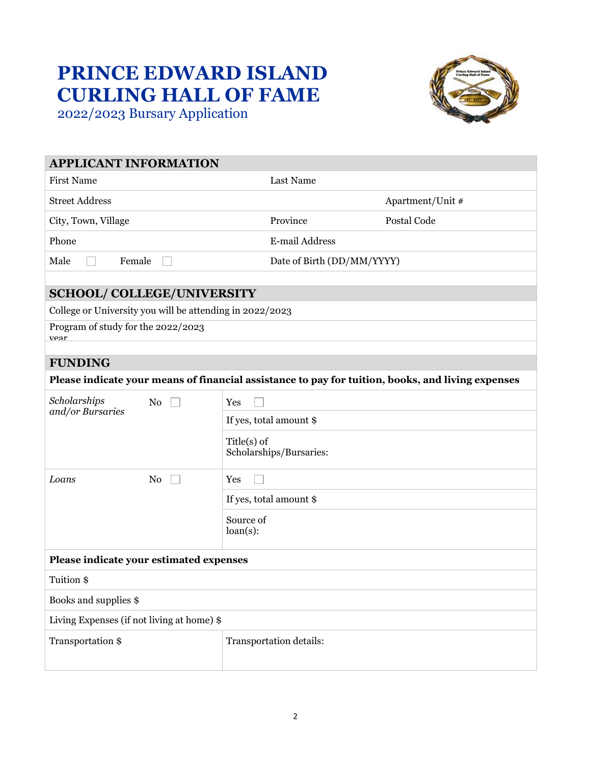# PRINCE EDWARD ISLAND CURLING HALL OF FAME

2022/2023 Bursary Application

| APPLICANT INFORMATION | | |
|---|---|---|
| First Name | Last Name | |
| Street Address | | Apartment/Unit # |
| City, Town, Village | Province | Postal Code |
| Phone | E-mail Address | |
| Male ☐ Female ☐ | Date of Birth (DD/MM/YYYY) | |

| SCHOOL/ COLLEGE/UNIVERSITY |
|---|
| College or University you will be attending in 2022/2023 |
| Program of study for the 2022/2023 year |

| FUNDING | | |
|---|---|---|
| **Please indicate your means of financial assistance to pay for tuition, books, and living expenses** | | |
| *Scholarships and/or Bursaries* | No ☐ | Yes ☐ |
| | | If yes, total amount $ |
| | | Title(s) of Scholarships/Bursaries: |
| *Loans* | No ☐ | Yes ☐ |
| | | If yes, total amount $ |
| | | Source of loan(s): |
| **Please indicate your estimated expenses** | | |
| Tuition $ | | |
| Books and supplies $ | | |
| Living Expenses (if not living at home) $ | | |
| Transportation $ | | Transportation details: |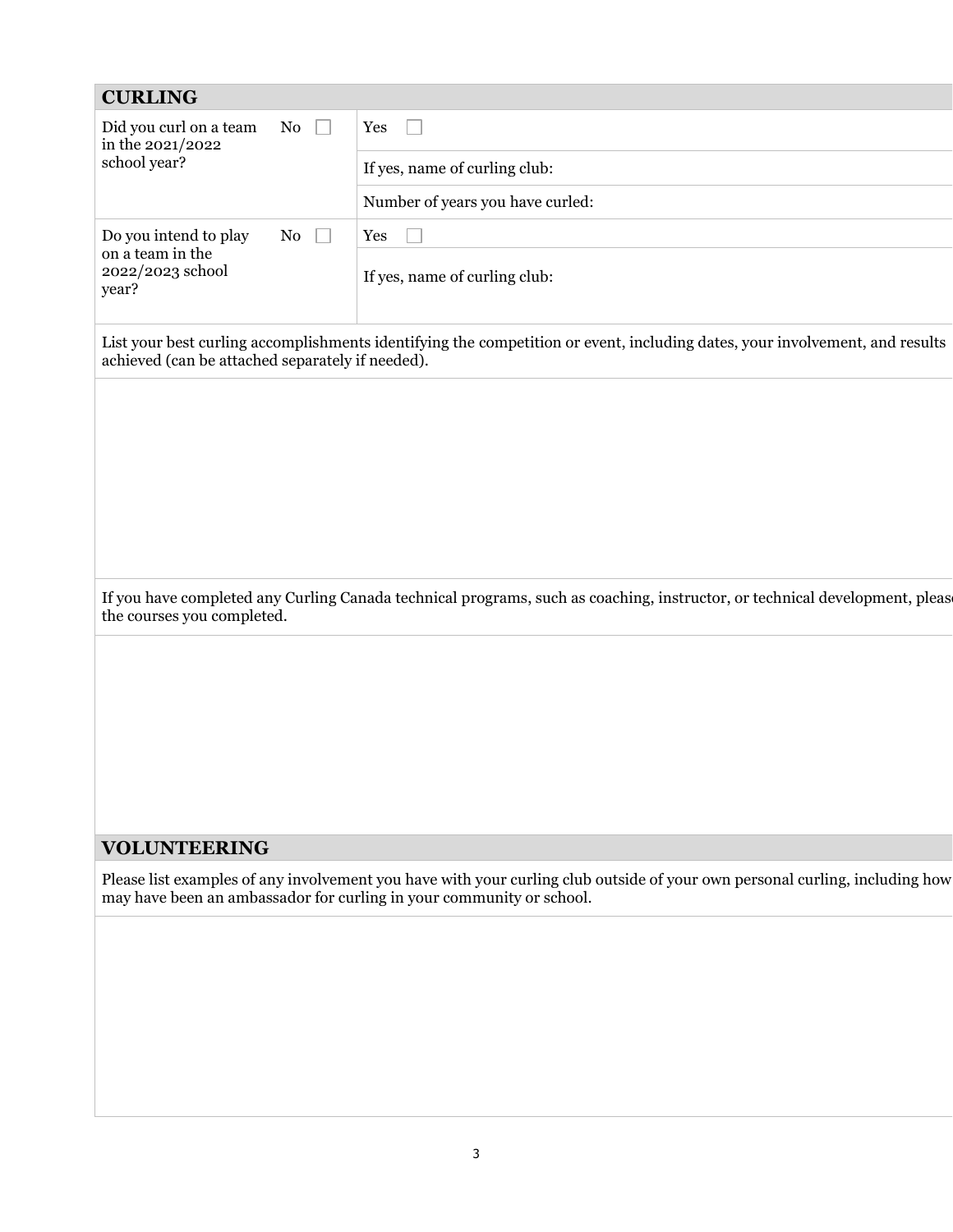## CURLING

| | | |
|---|---|---|
| Did you curl on a team in the 2021/2022 school year? | No ☐ | Yes ☐ |
| | | If yes, name of curling club: |
| | | Number of years you have curled: |
| Do you intend to play on a team in the 2022/2023 school year? | No ☐ | Yes ☐ |
| | | If yes, name of curling club: |

List your best curling accomplishments identifying the competition or event, including dates, your involvement, and results achieved (can be attached separately if needed).

If you have completed any Curling Canada technical programs, such as coaching, instructor, or technical development, pleas the courses you completed.

## VOLUNTEERING

Please list examples of any involvement you have with your curling club outside of your own personal curling, including how may have been an ambassador for curling in your community or school.